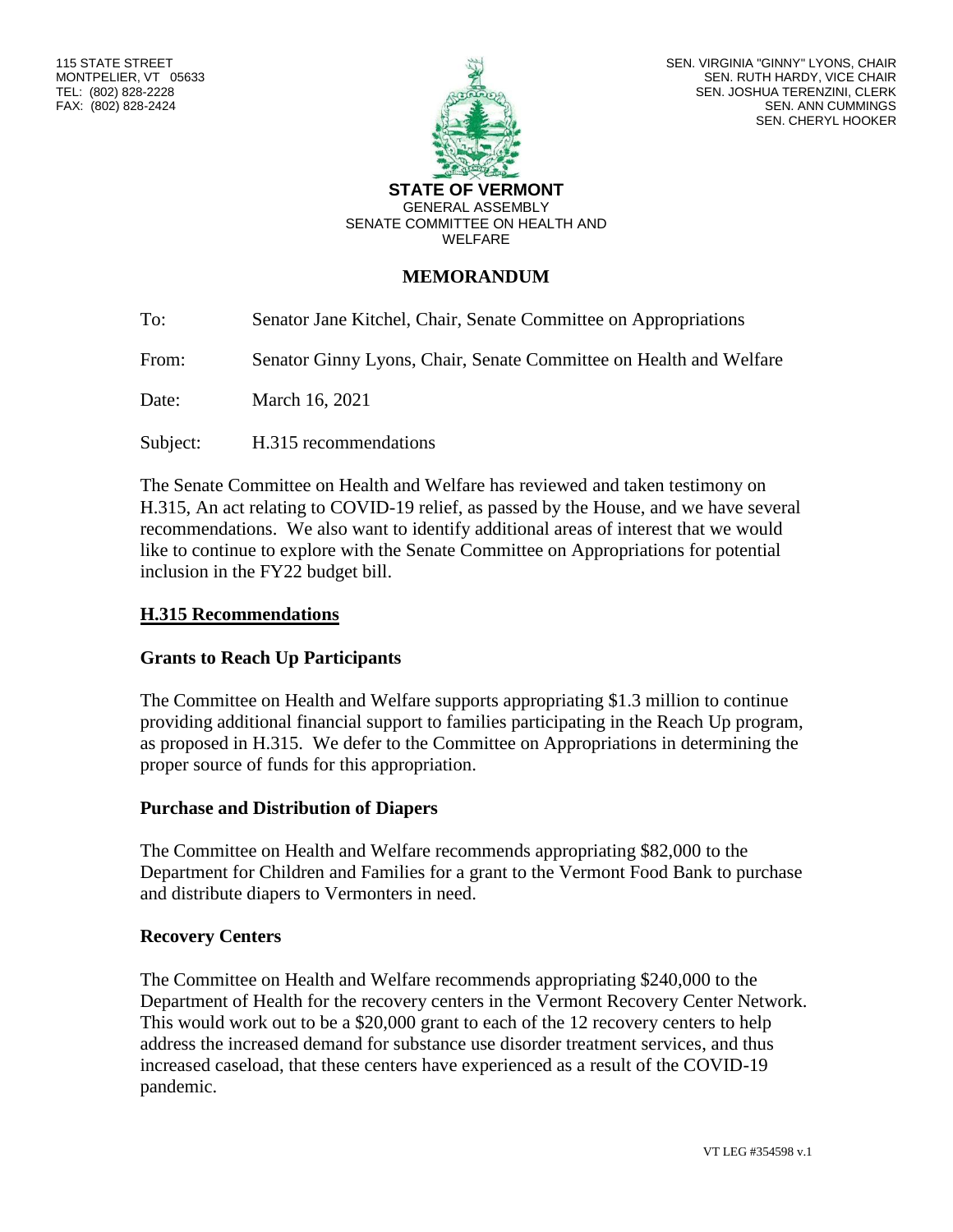115 STATE STREET
MONTPELIER, VT 05633
TEL: (802) 828-2228
FAX: (802) 828-2424

SEN. VIRGINIA "GINNY" LYONS, CHAIR
SEN. RUTH HARDY, VICE CHAIR
SEN. JOSHUA TERENZINI, CLERK
SEN. ANN CUMMINGS
SEN. CHERYL HOOKER

**STATE OF VERMONT**
GENERAL ASSEMBLY
SENATE COMMITTEE ON HEALTH AND WELFARE

# MEMORANDUM

To: Senator Jane Kitchel, Chair, Senate Committee on Appropriations

From: Senator Ginny Lyons, Chair, Senate Committee on Health and Welfare

Date: March 16, 2021

Subject: H.315 recommendations

The Senate Committee on Health and Welfare has reviewed and taken testimony on H.315, An act relating to COVID-19 relief, as passed by the House, and we have several recommendations. We also want to identify additional areas of interest that we would like to continue to explore with the Senate Committee on Appropriations for potential inclusion in the FY22 budget bill.

## H.315 Recommendations

### Grants to Reach Up Participants

The Committee on Health and Welfare supports appropriating $1.3 million to continue providing additional financial support to families participating in the Reach Up program, as proposed in H.315. We defer to the Committee on Appropriations in determining the proper source of funds for this appropriation.

### Purchase and Distribution of Diapers

The Committee on Health and Welfare recommends appropriating $82,000 to the Department for Children and Families for a grant to the Vermont Food Bank to purchase and distribute diapers to Vermonters in need.

### Recovery Centers

The Committee on Health and Welfare recommends appropriating $240,000 to the Department of Health for the recovery centers in the Vermont Recovery Center Network. This would work out to be a $20,000 grant to each of the 12 recovery centers to help address the increased demand for substance use disorder treatment services, and thus increased caseload, that these centers have experienced as a result of the COVID-19 pandemic.

VT LEG #354598 v.1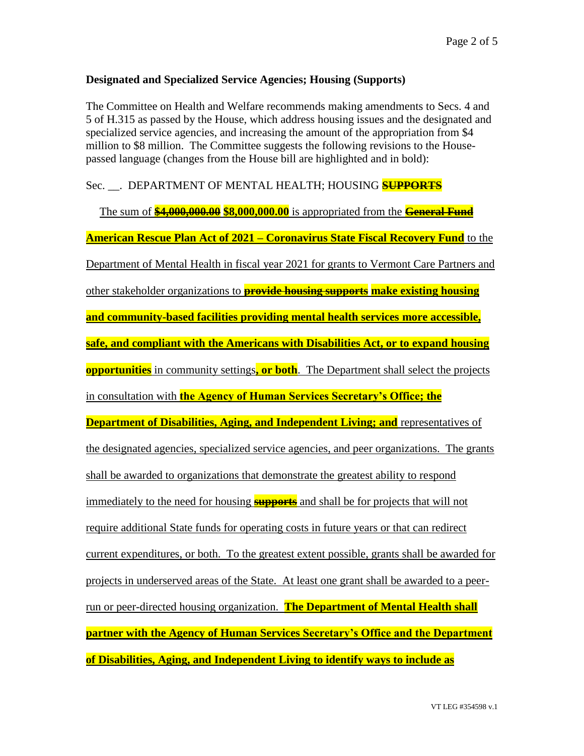**Designated and Specialized Service Agencies; Housing (Supports)**

The Committee on Health and Welfare recommends making amendments to Secs. 4 and 5 of H.315 as passed by the House, which address housing issues and the designated and specialized service agencies, and increasing the amount of the appropriation from $4 million to $8 million. The Committee suggests the following revisions to the House-passed language (changes from the House bill are highlighted and in bold):

Sec. __. DEPARTMENT OF MENTAL HEALTH; HOUSING ~~**SUPPORTS**~~

<u>The sum of</u> ~~**$4,000,000.00**~~ <u>**$8,000,000.00** is appropriated from the</u> ~~**General Fund**~~ <u>**American Rescue Plan Act of 2021 – Coronavirus State Fiscal Recovery Fund** to the Department of Mental Health in fiscal year 2021 for grants to Vermont Care Partners and other stakeholder organizations to</u> ~~**provide housing supports**~~ <u>**make existing housing and community-based facilities providing mental health services more accessible, safe, and compliant with the Americans with Disabilities Act, or to expand housing opportunities** in community settings**, or both**. The Department shall select the projects in consultation with **the Agency of Human Services Secretary's Office; the Department of Disabilities, Aging, and Independent Living; and** representatives of the designated agencies, specialized service agencies, and peer organizations. The grants shall be awarded to organizations that demonstrate the greatest ability to respond immediately to the need for housing</u> ~~**supports**~~ <u>and shall be for projects that will not require additional State funds for operating costs in future years or that can redirect current expenditures, or both. To the greatest extent possible, grants shall be awarded for projects in underserved areas of the State. At least one grant shall be awarded to a peer-run or peer-directed housing organization. **The Department of Mental Health shall partner with the Agency of Human Services Secretary's Office and the Department of Disabilities, Aging, and Independent Living to identify ways to include as**</u>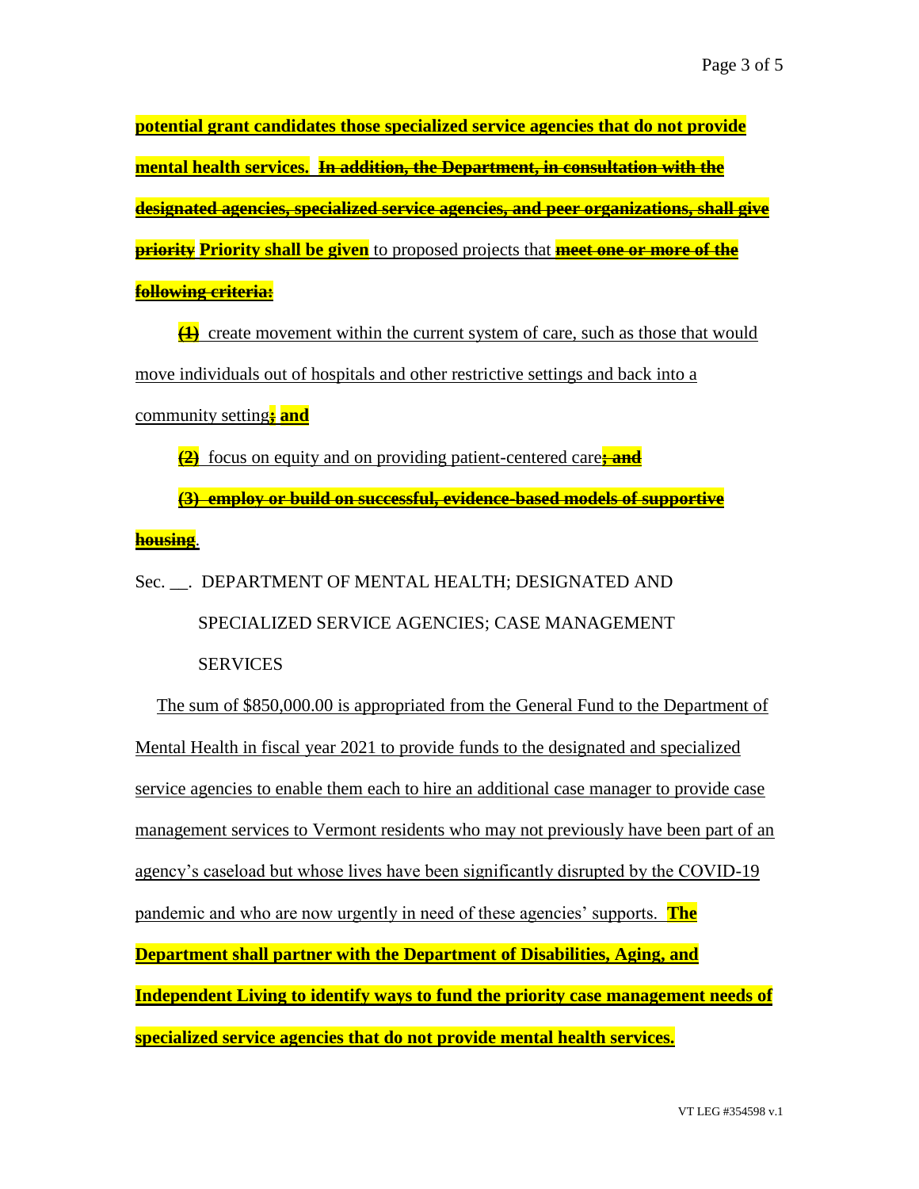potential grant candidates those specialized service agencies that do not provide mental health services. ~~In addition, the Department, in consultation with the designated agencies, specialized service agencies, and peer organizations, shall give priority~~ **Priority shall be given** to proposed projects that ~~meet one or more of the following criteria:~~

~~(1)~~ create movement within the current system of care, such as those that would move individuals out of hospitals and other restrictive settings and back into a community setting~~;~~ **and**

~~(2)~~ focus on equity and on providing patient-centered care~~; and~~

~~(3) employ or build on successful, evidence-based models of supportive housing~~.

Sec. __. DEPARTMENT OF MENTAL HEALTH; DESIGNATED AND SPECIALIZED SERVICE AGENCIES; CASE MANAGEMENT SERVICES

The sum of $850,000.00 is appropriated from the General Fund to the Department of Mental Health in fiscal year 2021 to provide funds to the designated and specialized service agencies to enable them each to hire an additional case manager to provide case management services to Vermont residents who may not previously have been part of an agency's caseload but whose lives have been significantly disrupted by the COVID-19 pandemic and who are now urgently in need of these agencies' supports. **The Department shall partner with the Department of Disabilities, Aging, and Independent Living to identify ways to fund the priority case management needs of specialized service agencies that do not provide mental health services.**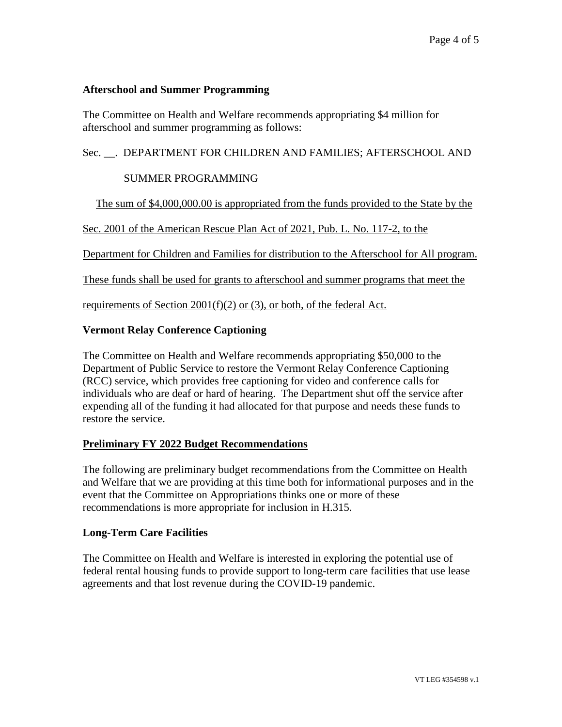**Afterschool and Summer Programming**

The Committee on Health and Welfare recommends appropriating $4 million for afterschool and summer programming as follows:

Sec. __. DEPARTMENT FOR CHILDREN AND FAMILIES; AFTERSCHOOL AND SUMMER PROGRAMMING

<u>The sum of $4,000,000.00 is appropriated from the funds provided to the State by the Sec. 2001 of the American Rescue Plan Act of 2021, Pub. L. No. 117-2, to the Department for Children and Families for distribution to the Afterschool for All program. These funds shall be used for grants to afterschool and summer programs that meet the requirements of Section 2001(f)(2) or (3), or both, of the federal Act.</u>

**Vermont Relay Conference Captioning**

The Committee on Health and Welfare recommends appropriating $50,000 to the Department of Public Service to restore the Vermont Relay Conference Captioning (RCC) service, which provides free captioning for video and conference calls for individuals who are deaf or hard of hearing. The Department shut off the service after expending all of the funding it had allocated for that purpose and needs these funds to restore the service.

**<u>Preliminary FY 2022 Budget Recommendations</u>**

The following are preliminary budget recommendations from the Committee on Health and Welfare that we are providing at this time both for informational purposes and in the event that the Committee on Appropriations thinks one or more of these recommendations is more appropriate for inclusion in H.315.

**Long-Term Care Facilities**

The Committee on Health and Welfare is interested in exploring the potential use of federal rental housing funds to provide support to long-term care facilities that use lease agreements and that lost revenue during the COVID-19 pandemic.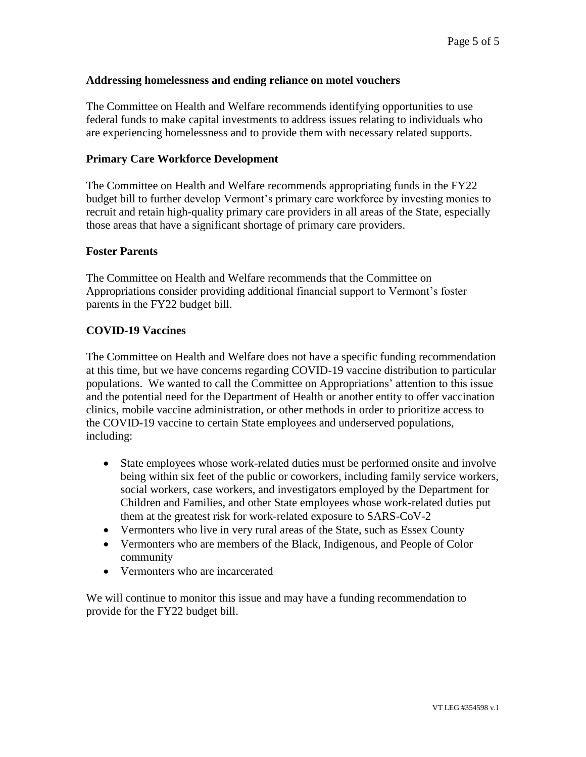**Addressing homelessness and ending reliance on motel vouchers**

The Committee on Health and Welfare recommends identifying opportunities to use federal funds to make capital investments to address issues relating to individuals who are experiencing homelessness and to provide them with necessary related supports.

**Primary Care Workforce Development**

The Committee on Health and Welfare recommends appropriating funds in the FY22 budget bill to further develop Vermont's primary care workforce by investing monies to recruit and retain high-quality primary care providers in all areas of the State, especially those areas that have a significant shortage of primary care providers.

**Foster Parents**

The Committee on Health and Welfare recommends that the Committee on Appropriations consider providing additional financial support to Vermont's foster parents in the FY22 budget bill.

**COVID-19 Vaccines**

The Committee on Health and Welfare does not have a specific funding recommendation at this time, but we have concerns regarding COVID-19 vaccine distribution to particular populations. We wanted to call the Committee on Appropriations' attention to this issue and the potential need for the Department of Health or another entity to offer vaccination clinics, mobile vaccine administration, or other methods in order to prioritize access to the COVID-19 vaccine to certain State employees and underserved populations, including:

- State employees whose work-related duties must be performed onsite and involve being within six feet of the public or coworkers, including family service workers, social workers, case workers, and investigators employed by the Department for Children and Families, and other State employees whose work-related duties put them at the greatest risk for work-related exposure to SARS-CoV-2
- Vermonters who live in very rural areas of the State, such as Essex County
- Vermonters who are members of the Black, Indigenous, and People of Color community
- Vermonters who are incarcerated

We will continue to monitor this issue and may have a funding recommendation to provide for the FY22 budget bill.

VT LEG #354598 v.1